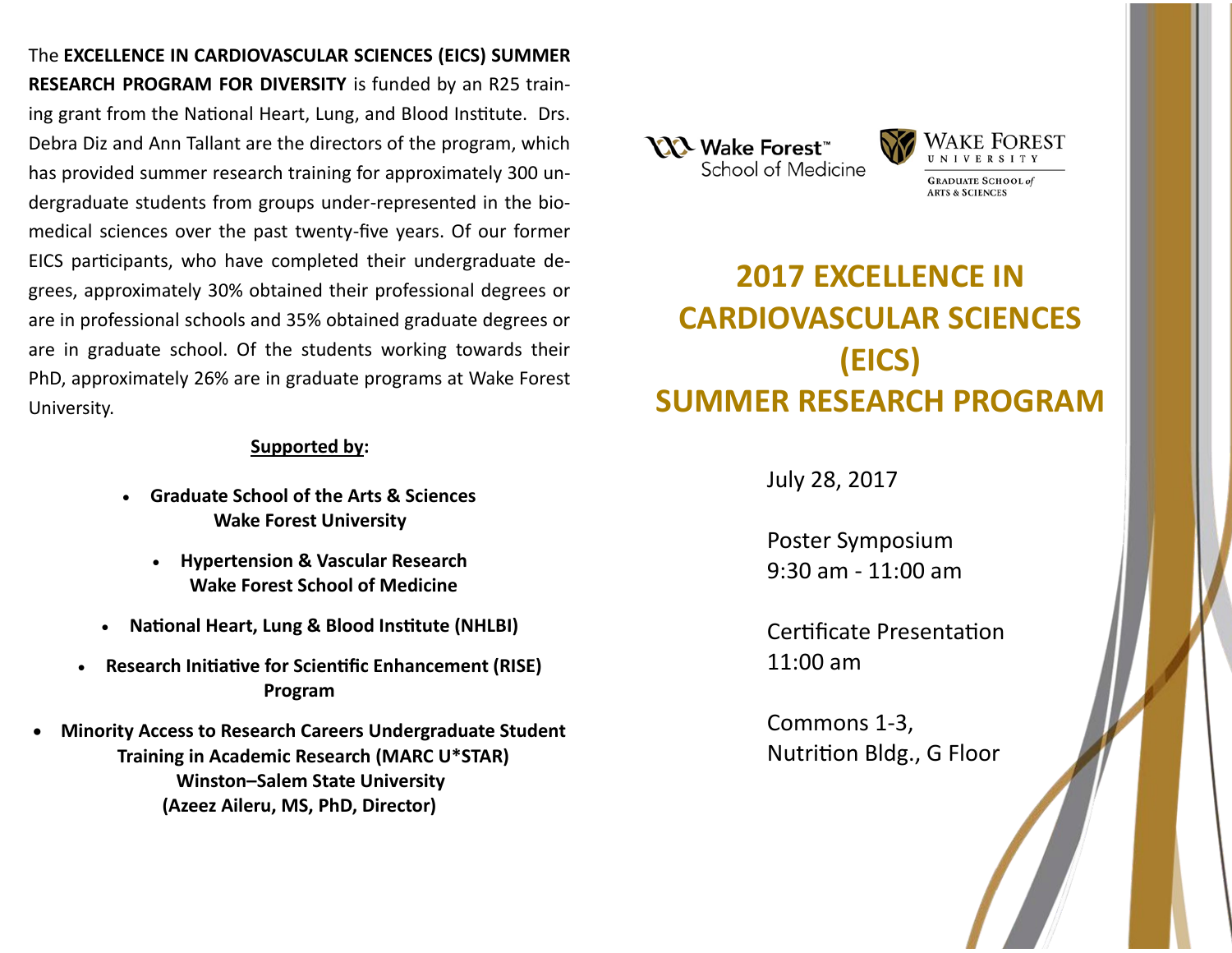The **EXCELLENCE IN CARDIOVASCULAR SCIENCES (EICS) SUMMER RESEARCH PROGRAM FOR DIVERSITY** is funded by an R25 training grant from the National Heart, Lung, and Blood Institute. Drs. Debra Diz and Ann Tallant are the directors of the program, which has provided summer research training for approximately 300 undergraduate students from groups under-represented in the biomedical sciences over the past twenty-five years. Of our former EICS participants, who have completed their undergraduate degrees, approximately 30% obtained their professional degrees or are in professional schools and 35% obtained graduate degrees or are in graduate school. Of the students working towards their PhD, approximately 26% are in graduate programs at Wake Forest University.

**Supported by:**

- **Graduate School of the Arts & Sciences Wake Forest University**
- **Hypertension & Vascular Research Wake Forest School of Medicine**
- **National Heart, Lung & Blood Institute (NHLBI)**
- **Research Initiative for Scientific Enhancement (RISE) Program**
- **Minority Access to Research Careers Undergraduate Student Training in Academic Research (MARC U*STAR) Winston–Salem State University (Azeez Aileru, MS, PhD, Director)**

Wake Forest™ School of Medicine

Wake Forest University Graduate School of Arts & Sciences

# 2017 EXCELLENCE IN CARDIOVASCULAR SCIENCES (EICS) SUMMER RESEARCH PROGRAM

July 28, 2017

Poster Symposium
9:30 am - 11:00 am

Certificate Presentation
11:00 am

Commons 1-3,
Nutrition Bldg., G Floor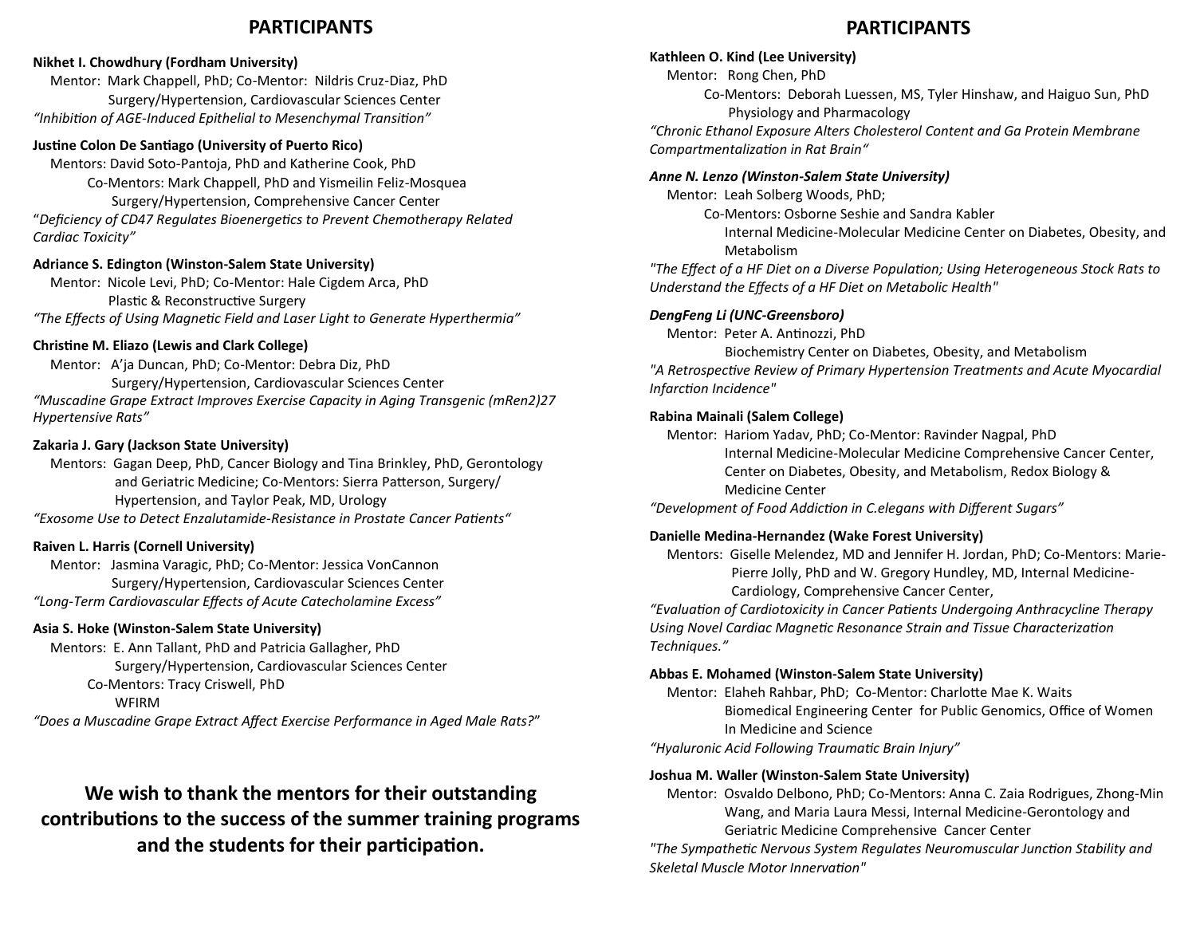## PARTICIPANTS

**Nikhet I. Chowdhury (Fordham University)**
Mentor: Mark Chappell, PhD; Co-Mentor: Nildris Cruz-Diaz, PhD
Surgery/Hypertension, Cardiovascular Sciences Center
*"Inhibition of AGE-Induced Epithelial to Mesenchymal Transition"*

**Justine Colon De Santiago (University of Puerto Rico)**
Mentors: David Soto-Pantoja, PhD and Katherine Cook, PhD
Co-Mentors: Mark Chappell, PhD and Yismeilin Feliz-Mosquea
Surgery/Hypertension, Comprehensive Cancer Center
"*Deficiency of CD47 Regulates Bioenergetics to Prevent Chemotherapy Related Cardiac Toxicity"*

**Adriance S. Edington (Winston-Salem State University)**
Mentor: Nicole Levi, PhD; Co-Mentor: Hale Cigdem Arca, PhD
Plastic & Reconstructive Surgery
*"The Effects of Using Magnetic Field and Laser Light to Generate Hyperthermia"*

**Christine M. Eliazo (Lewis and Clark College)**
Mentor: A'ja Duncan, PhD; Co-Mentor: Debra Diz, PhD
Surgery/Hypertension, Cardiovascular Sciences Center
*"Muscadine Grape Extract Improves Exercise Capacity in Aging Transgenic (mRen2)27 Hypertensive Rats"*

**Zakaria J. Gary (Jackson State University)**
Mentors: Gagan Deep, PhD, Cancer Biology and Tina Brinkley, PhD, Gerontology and Geriatric Medicine; Co-Mentors: Sierra Patterson, Surgery/ Hypertension, and Taylor Peak, MD, Urology
*"Exosome Use to Detect Enzalutamide-Resistance in Prostate Cancer Patients"*

**Raiven L. Harris (Cornell University)**
Mentor: Jasmina Varagic, PhD; Co-Mentor: Jessica VonCannon
Surgery/Hypertension, Cardiovascular Sciences Center
*"Long-Term Cardiovascular Effects of Acute Catecholamine Excess"*

**Asia S. Hoke (Winston-Salem State University)**
Mentors: E. Ann Tallant, PhD and Patricia Gallagher, PhD
Surgery/Hypertension, Cardiovascular Sciences Center
Co-Mentors: Tracy Criswell, PhD
WFIRM
*"Does a Muscadine Grape Extract Affect Exercise Performance in Aged Male Rats?"*

**We wish to thank the mentors for their outstanding contributions to the success of the summer training programs and the students for their participation.**

## PARTICIPANTS

**Kathleen O. Kind (Lee University)**
Mentor: Rong Chen, PhD
Co-Mentors: Deborah Luessen, MS, Tyler Hinshaw, and Haiguo Sun, PhD
Physiology and Pharmacology
*"Chronic Ethanol Exposure Alters Cholesterol Content and Ga Protein Membrane Compartmentalization in Rat Brain"*

***Anne N. Lenzo (Winston-Salem State University)***
Mentor: Leah Solberg Woods, PhD;
Co-Mentors: Osborne Seshie and Sandra Kabler
Internal Medicine-Molecular Medicine Center on Diabetes, Obesity, and Metabolism
*"The Effect of a HF Diet on a Diverse Population; Using Heterogeneous Stock Rats to Understand the Effects of a HF Diet on Metabolic Health"*

***DengFeng Li (UNC-Greensboro)***
Mentor: Peter A. Antinozzi, PhD
Biochemistry Center on Diabetes, Obesity, and Metabolism
*"A Retrospective Review of Primary Hypertension Treatments and Acute Myocardial Infarction Incidence"*

**Rabina Mainali (Salem College)**
Mentor: Hariom Yadav, PhD; Co-Mentor: Ravinder Nagpal, PhD
Internal Medicine-Molecular Medicine Comprehensive Cancer Center, Center on Diabetes, Obesity, and Metabolism, Redox Biology & Medicine Center
*"Development of Food Addiction in C.elegans with Different Sugars"*

**Danielle Medina-Hernandez (Wake Forest University)**
Mentors: Giselle Melendez, MD and Jennifer H. Jordan, PhD; Co-Mentors: Marie-Pierre Jolly, PhD and W. Gregory Hundley, MD, Internal Medicine-Cardiology, Comprehensive Cancer Center,
*"Evaluation of Cardiotoxicity in Cancer Patients Undergoing Anthracycline Therapy Using Novel Cardiac Magnetic Resonance Strain and Tissue Characterization Techniques."*

**Abbas E. Mohamed (Winston-Salem State University)**
Mentor: Elaheh Rahbar, PhD; Co-Mentor: Charlotte Mae K. Waits
Biomedical Engineering Center for Public Genomics, Office of Women In Medicine and Science
*"Hyaluronic Acid Following Traumatic Brain Injury"*

**Joshua M. Waller (Winston-Salem State University)**
Mentor: Osvaldo Delbono, PhD; Co-Mentors: Anna C. Zaia Rodrigues, Zhong-Min Wang, and Maria Laura Messi, Internal Medicine-Gerontology and Geriatric Medicine Comprehensive Cancer Center
*"The Sympathetic Nervous System Regulates Neuromuscular Junction Stability and Skeletal Muscle Motor Innervation"*